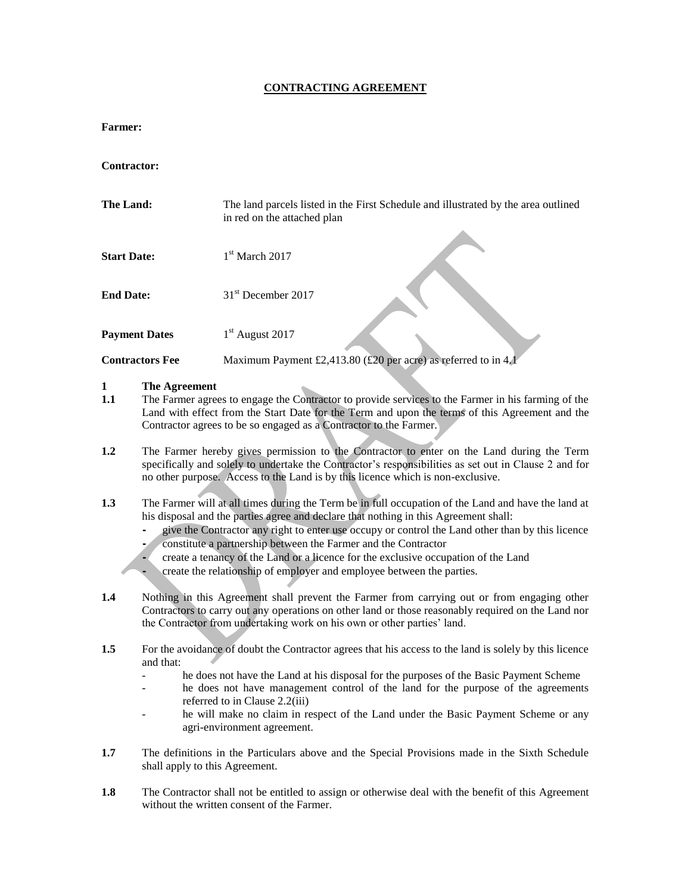# CONTRACTING AGREEMENT

**Farmer:**

**Contractor:**

| | |
|---|---|
| **The Land:** | The land parcels listed in the First Schedule and illustrated by the area outlined in red on the attached plan |
| **Start Date:** | 1st March 2017 |
| **End Date:** | 31st December 2017 |
| **Payment Dates** | 1st August 2017 |
| **Contractors Fee** | Maximum Payment £2,413.80 (£20 per acre) as referred to in 4.1 |

**1 The Agreement**

**1.1** The Farmer agrees to engage the Contractor to provide services to the Farmer in his farming of the Land with effect from the Start Date for the Term and upon the terms of this Agreement and the Contractor agrees to be so engaged as a Contractor to the Farmer.

**1.2** The Farmer hereby gives permission to the Contractor to enter on the Land during the Term specifically and solely to undertake the Contractor's responsibilities as set out in Clause 2 and for no other purpose. Access to the Land is by this licence which is non-exclusive.

**1.3** The Farmer will at all times during the Term be in full occupation of the Land and have the land at his disposal and the parties agree and declare that nothing in this Agreement shall:

- give the Contractor any right to enter use occupy or control the Land other than by this licence
- constitute a partnership between the Farmer and the Contractor
- create a tenancy of the Land or a licence for the exclusive occupation of the Land
- create the relationship of employer and employee between the parties.

**1.4** Nothing in this Agreement shall prevent the Farmer from carrying out or from engaging other Contractors to carry out any operations on other land or those reasonably required on the Land nor the Contractor from undertaking work on his own or other parties' land.

**1.5** For the avoidance of doubt the Contractor agrees that his access to the land is solely by this licence and that:

- he does not have the Land at his disposal for the purposes of the Basic Payment Scheme
- he does not have management control of the land for the purpose of the agreements referred to in Clause 2.2(iii)
- he will make no claim in respect of the Land under the Basic Payment Scheme or any agri-environment agreement.

**1.7** The definitions in the Particulars above and the Special Provisions made in the Sixth Schedule shall apply to this Agreement.

**1.8** The Contractor shall not be entitled to assign or otherwise deal with the benefit of this Agreement without the written consent of the Farmer.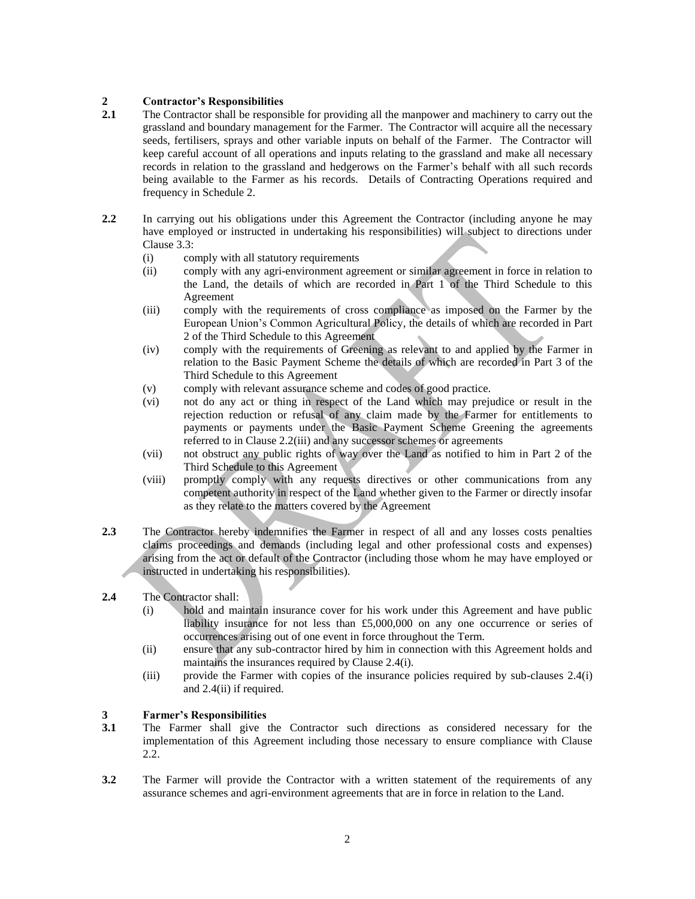## 2 Contractor's Responsibilities

**2.1** The Contractor shall be responsible for providing all the manpower and machinery to carry out the grassland and boundary management for the Farmer. The Contractor will acquire all the necessary seeds, fertilisers, sprays and other variable inputs on behalf of the Farmer. The Contractor will keep careful account of all operations and inputs relating to the grassland and make all necessary records in relation to the grassland and hedgerows on the Farmer's behalf with all such records being available to the Farmer as his records. Details of Contracting Operations required and frequency in Schedule 2.

**2.2** In carrying out his obligations under this Agreement the Contractor (including anyone he may have employed or instructed in undertaking his responsibilities) will subject to directions under Clause 3.3:

- (i) comply with all statutory requirements
- (ii) comply with any agri-environment agreement or similar agreement in force in relation to the Land, the details of which are recorded in Part 1 of the Third Schedule to this Agreement
- (iii) comply with the requirements of cross compliance as imposed on the Farmer by the European Union's Common Agricultural Policy, the details of which are recorded in Part 2 of the Third Schedule to this Agreement
- (iv) comply with the requirements of Greening as relevant to and applied by the Farmer in relation to the Basic Payment Scheme the details of which are recorded in Part 3 of the Third Schedule to this Agreement
- (v) comply with relevant assurance scheme and codes of good practice.
- (vi) not do any act or thing in respect of the Land which may prejudice or result in the rejection reduction or refusal of any claim made by the Farmer for entitlements to payments or payments under the Basic Payment Scheme Greening the agreements referred to in Clause 2.2(iii) and any successor schemes or agreements
- (vii) not obstruct any public rights of way over the Land as notified to him in Part 2 of the Third Schedule to this Agreement
- (viii) promptly comply with any requests directives or other communications from any competent authority in respect of the Land whether given to the Farmer or directly insofar as they relate to the matters covered by the Agreement

**2.3** The Contractor hereby indemnifies the Farmer in respect of all and any losses costs penalties claims proceedings and demands (including legal and other professional costs and expenses) arising from the act or default of the Contractor (including those whom he may have employed or instructed in undertaking his responsibilities).

**2.4** The Contractor shall:

- (i) hold and maintain insurance cover for his work under this Agreement and have public liability insurance for not less than £5,000,000 on any one occurrence or series of occurrences arising out of one event in force throughout the Term.
- (ii) ensure that any sub-contractor hired by him in connection with this Agreement holds and maintains the insurances required by Clause 2.4(i).
- (iii) provide the Farmer with copies of the insurance policies required by sub-clauses 2.4(i) and 2.4(ii) if required.

## 3 Farmer's Responsibilities

**3.1** The Farmer shall give the Contractor such directions as considered necessary for the implementation of this Agreement including those necessary to ensure compliance with Clause 2.2.

**3.2** The Farmer will provide the Contractor with a written statement of the requirements of any assurance schemes and agri-environment agreements that are in force in relation to the Land.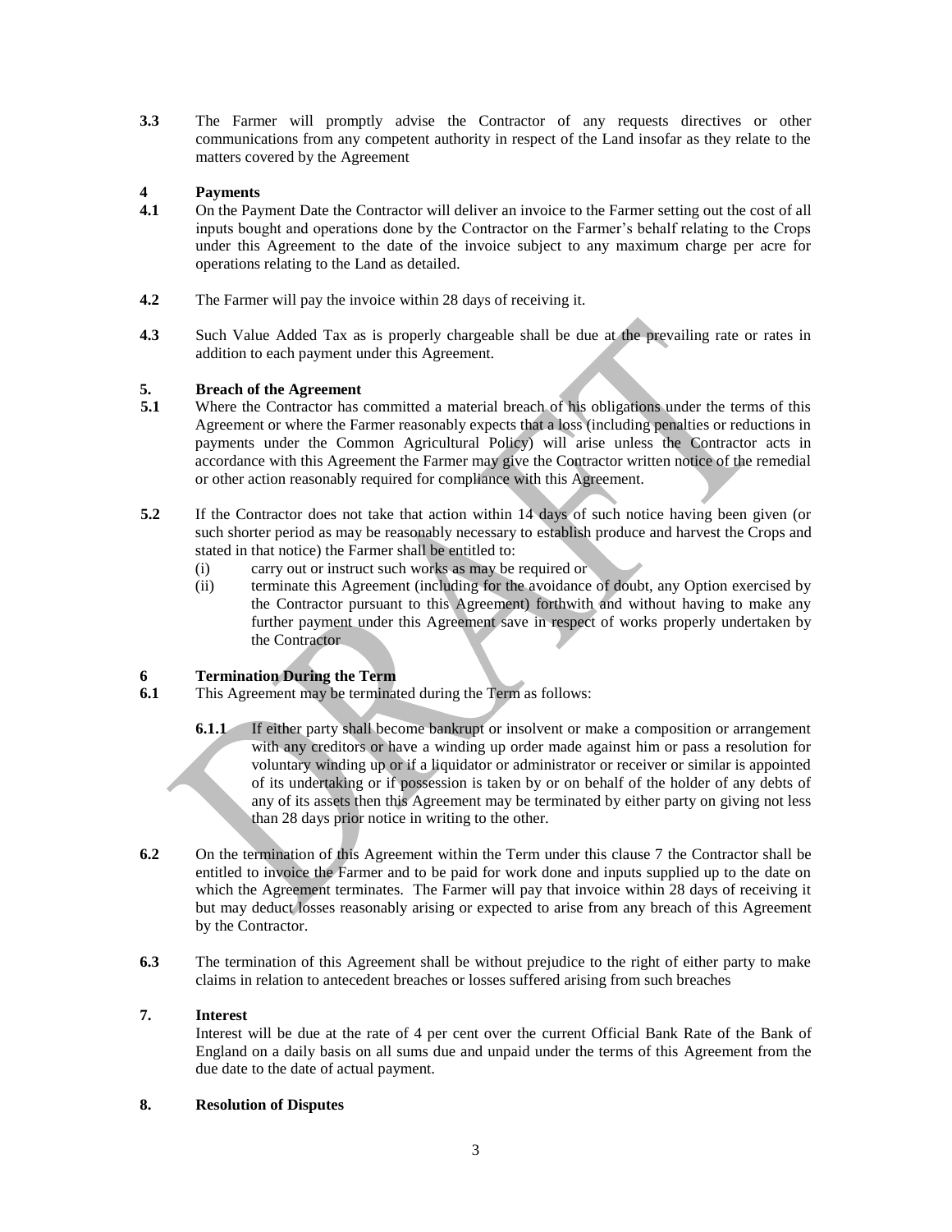**3.3** The Farmer will promptly advise the Contractor of any requests directives or other communications from any competent authority in respect of the Land insofar as they relate to the matters covered by the Agreement

## 4 Payments

**4.1** On the Payment Date the Contractor will deliver an invoice to the Farmer setting out the cost of all inputs bought and operations done by the Contractor on the Farmer's behalf relating to the Crops under this Agreement to the date of the invoice subject to any maximum charge per acre for operations relating to the Land as detailed.

**4.2** The Farmer will pay the invoice within 28 days of receiving it.

**4.3** Such Value Added Tax as is properly chargeable shall be due at the prevailing rate or rates in addition to each payment under this Agreement.

## 5. Breach of the Agreement

**5.1** Where the Contractor has committed a material breach of his obligations under the terms of this Agreement or where the Farmer reasonably expects that a loss (including penalties or reductions in payments under the Common Agricultural Policy) will arise unless the Contractor acts in accordance with this Agreement the Farmer may give the Contractor written notice of the remedial or other action reasonably required for compliance with this Agreement.

**5.2** If the Contractor does not take that action within 14 days of such notice having been given (or such shorter period as may be reasonably necessary to establish produce and harvest the Crops and stated in that notice) the Farmer shall be entitled to:

(i) carry out or instruct such works as may be required or

(ii) terminate this Agreement (including for the avoidance of doubt, any Option exercised by the Contractor pursuant to this Agreement) forthwith and without having to make any further payment under this Agreement save in respect of works properly undertaken by the Contractor

## 6 Termination During the Term

**6.1** This Agreement may be terminated during the Term as follows:

**6.1.1** If either party shall become bankrupt or insolvent or make a composition or arrangement with any creditors or have a winding up order made against him or pass a resolution for voluntary winding up or if a liquidator or administrator or receiver or similar is appointed of its undertaking or if possession is taken by or on behalf of the holder of any debts of any of its assets then this Agreement may be terminated by either party on giving not less than 28 days prior notice in writing to the other.

**6.2** On the termination of this Agreement within the Term under this clause 7 the Contractor shall be entitled to invoice the Farmer and to be paid for work done and inputs supplied up to the date on which the Agreement terminates. The Farmer will pay that invoice within 28 days of receiving it but may deduct losses reasonably arising or expected to arise from any breach of this Agreement by the Contractor.

**6.3** The termination of this Agreement shall be without prejudice to the right of either party to make claims in relation to antecedent breaches or losses suffered arising from such breaches

## 7. Interest

Interest will be due at the rate of 4 per cent over the current Official Bank Rate of the Bank of England on a daily basis on all sums due and unpaid under the terms of this Agreement from the due date to the date of actual payment.

## 8. Resolution of Disputes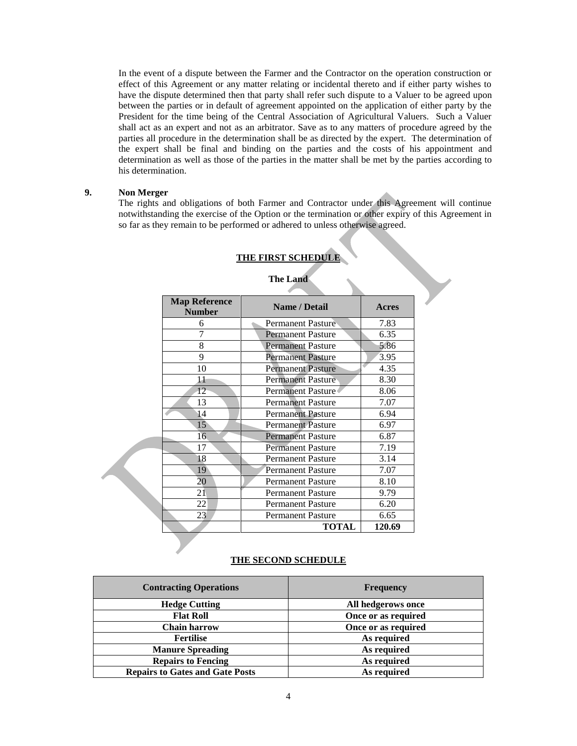In the event of a dispute between the Farmer and the Contractor on the operation construction or effect of this Agreement or any matter relating or incidental thereto and if either party wishes to have the dispute determined then that party shall refer such dispute to a Valuer to be agreed upon between the parties or in default of agreement appointed on the application of either party by the President for the time being of the Central Association of Agricultural Valuers. Such a Valuer shall act as an expert and not as an arbitrator. Save as to any matters of procedure agreed by the parties all procedure in the determination shall be as directed by the expert. The determination of the expert shall be final and binding on the parties and the costs of his appointment and determination as well as those of the parties in the matter shall be met by the parties according to his determination.

**9. Non Merger**

The rights and obligations of both Farmer and Contractor under this Agreement will continue notwithstanding the exercise of the Option or the termination or other expiry of this Agreement in so far as they remain to be performed or adhered to unless otherwise agreed.

## THE FIRST SCHEDULE

**The Land**

| Map Reference Number | Name / Detail | Acres |
|---|---|---|
| 6 | Permanent Pasture | 7.83 |
| 7 | Permanent Pasture | 6.35 |
| 8 | Permanent Pasture | 5.86 |
| 9 | Permanent Pasture | 3.95 |
| 10 | Permanent Pasture | 4.35 |
| 11 | Permanent Pasture | 8.30 |
| 12 | Permanent Pasture | 8.06 |
| 13 | Permanent Pasture | 7.07 |
| 14 | Permanent Pasture | 6.94 |
| 15 | Permanent Pasture | 6.97 |
| 16 | Permanent Pasture | 6.87 |
| 17 | Permanent Pasture | 7.19 |
| 18 | Permanent Pasture | 3.14 |
| 19 | Permanent Pasture | 7.07 |
| 20 | Permanent Pasture | 8.10 |
| 21 | Permanent Pasture | 9.79 |
| 22 | Permanent Pasture | 6.20 |
| 23 | Permanent Pasture | 6.65 |
| | **TOTAL** | **120.69** |

## THE SECOND SCHEDULE

| Contracting Operations | Frequency |
|---|---|
| **Hedge Cutting** | **All hedgerows once** |
| **Flat Roll** | **Once or as required** |
| **Chain harrow** | **Once or as required** |
| **Fertilise** | **As required** |
| **Manure Spreading** | **As required** |
| **Repairs to Fencing** | **As required** |
| **Repairs to Gates and Gate Posts** | **As required** |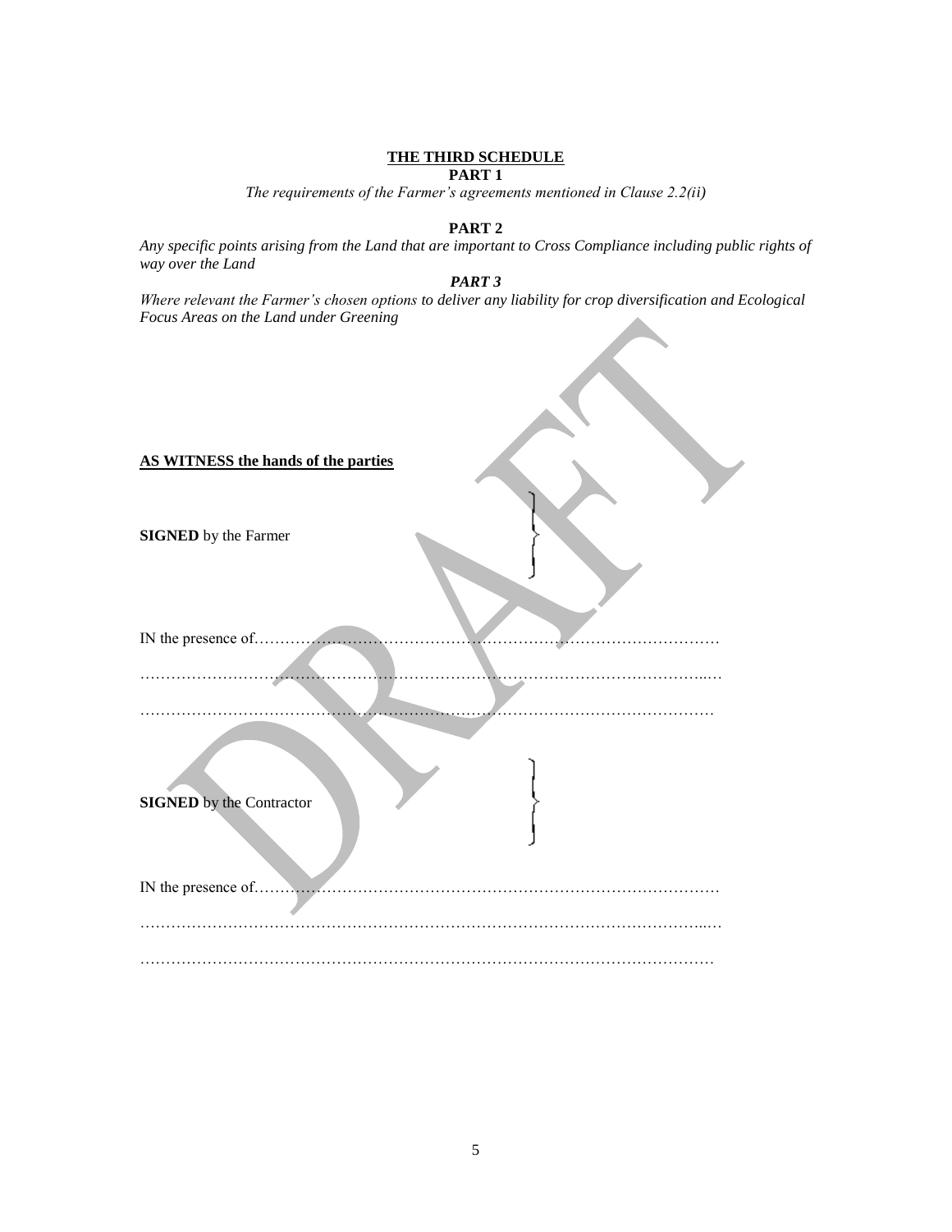# THE THIRD SCHEDULE

## PART 1

*The requirements of the Farmer's agreements mentioned in Clause 2.2(ii)*

## PART 2

*Any specific points arising from the Land that are important to Cross Compliance including public rights of way over the Land*

## *PART 3*

*Where relevant the Farmer's chosen options to deliver any liability for crop diversification and Ecological Focus Areas on the Land under Greening*

DRAFT

**AS WITNESS the hands of the parties**

**SIGNED** by the Farmer

IN the presence of………………………………………………………………………………

…………………………………………………………………………………………………..…

…………………………………………………………………………………………………

**SIGNED** by the Contractor

IN the presence of………………………………………………………………………………

…………………………………………………………………………………………………..…

…………………………………………………………………………………………………